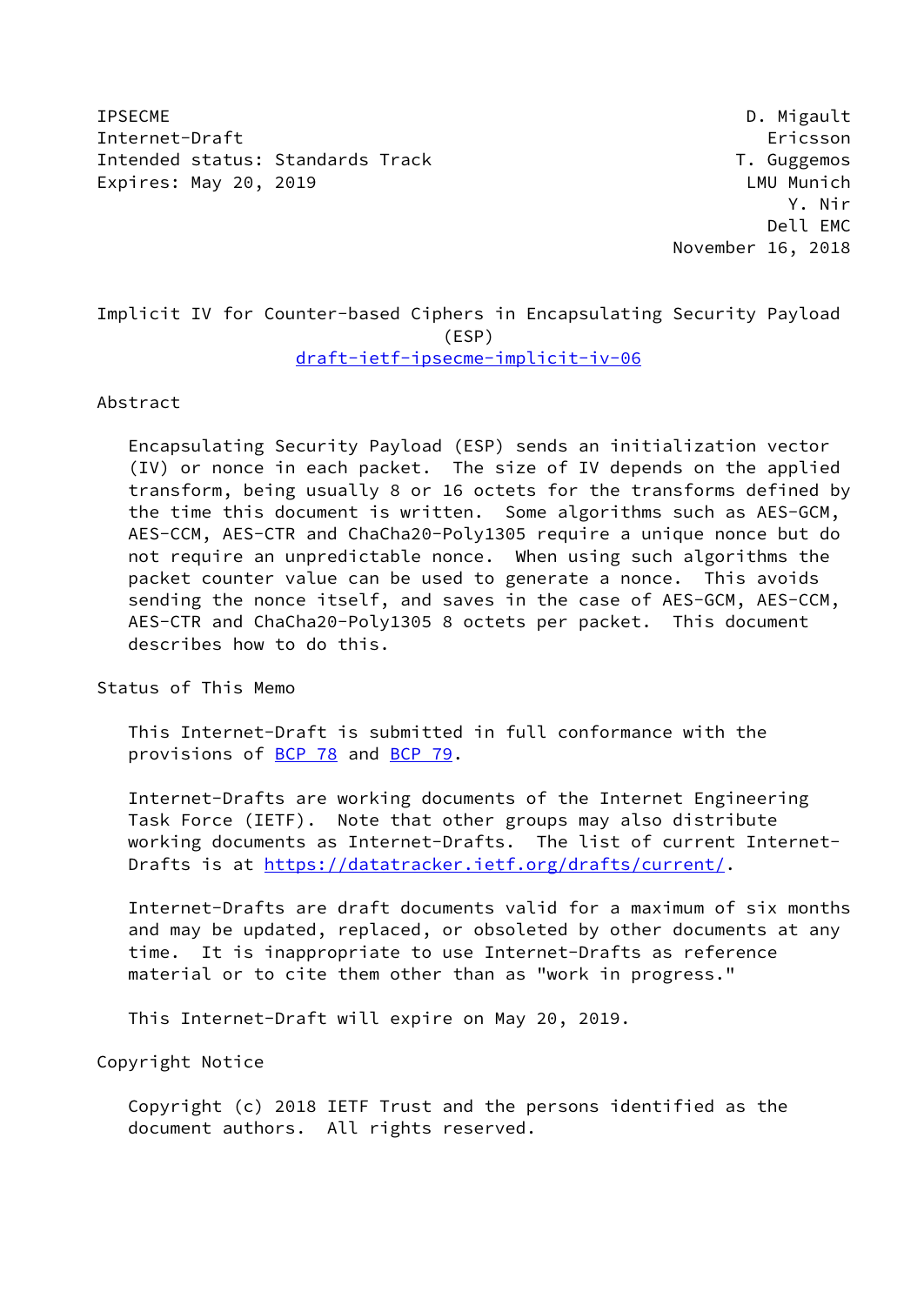IPSECME D. Migault
Internet-Draft Ericsson
Intended status: Standards Track T. Guggemos
Expires: May 20, 2019 LMU Munich
Y. Nir
Dell EMC
November 16, 2018

# Implicit IV for Counter-based Ciphers in Encapsulating Security Payload (ESP)

draft-ietf-ipsecme-implicit-iv-06

## Abstract

Encapsulating Security Payload (ESP) sends an initialization vector (IV) or nonce in each packet. The size of IV depends on the applied transform, being usually 8 or 16 octets for the transforms defined by the time this document is written. Some algorithms such as AES-GCM, AES-CCM, AES-CTR and ChaCha20-Poly1305 require a unique nonce but do not require an unpredictable nonce. When using such algorithms the packet counter value can be used to generate a nonce. This avoids sending the nonce itself, and saves in the case of AES-GCM, AES-CCM, AES-CTR and ChaCha20-Poly1305 8 octets per packet. This document describes how to do this.

## Status of This Memo

This Internet-Draft is submitted in full conformance with the provisions of BCP 78 and BCP 79.

Internet-Drafts are working documents of the Internet Engineering Task Force (IETF). Note that other groups may also distribute working documents as Internet-Drafts. The list of current Internet-Drafts is at https://datatracker.ietf.org/drafts/current/.

Internet-Drafts are draft documents valid for a maximum of six months and may be updated, replaced, or obsoleted by other documents at any time. It is inappropriate to use Internet-Drafts as reference material or to cite them other than as "work in progress."

This Internet-Draft will expire on May 20, 2019.

## Copyright Notice

Copyright (c) 2018 IETF Trust and the persons identified as the document authors. All rights reserved.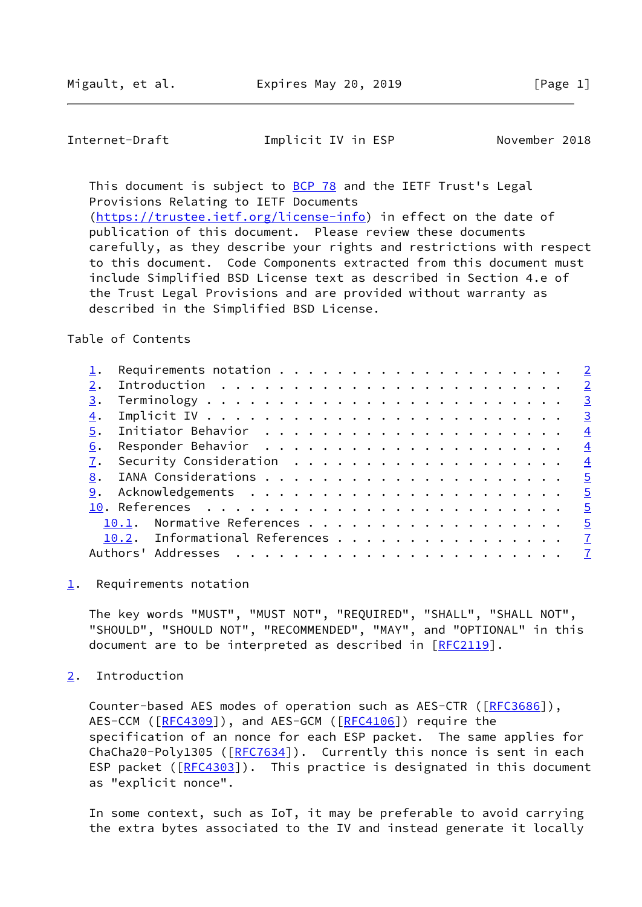This document is subject to BCP 78 and the IETF Trust's Legal Provisions Relating to IETF Documents (https://trustee.ietf.org/license-info) in effect on the date of publication of this document. Please review these documents carefully, as they describe your rights and restrictions with respect to this document. Code Components extracted from this document must include Simplified BSD License text as described in Section 4.e of the Trust Legal Provisions and are provided without warranty as described in the Simplified BSD License.

Table of Contents

```
   1.  Requirements notation . . . . . . . . . . . . . . . . . . .   2
   2.  Introduction  . . . . . . . . . . . . . . . . . . . . . . .   2
   3.  Terminology . . . . . . . . . . . . . . . . . . . . . . . .   3
   4.  Implicit IV . . . . . . . . . . . . . . . . . . . . . . . .   3
   5.  Initiator Behavior  . . . . . . . . . . . . . . . . . . . .   4
   6.  Responder Behavior  . . . . . . . . . . . . . . . . . . . .   4
   7.  Security Consideration  . . . . . . . . . . . . . . . . . .   4
   8.  IANA Considerations . . . . . . . . . . . . . . . . . . . .   5
   9.  Acknowledgements  . . . . . . . . . . . . . . . . . . . . .   5
   10. References  . . . . . . . . . . . . . . . . . . . . . . . .   5
     10.1.  Normative References . . . . . . . . . . . . . . . . .   5
     10.2.  Informational References . . . . . . . . . . . . . . .   7
   Authors' Addresses  . . . . . . . . . . . . . . . . . . . . . .   7
```

## 1. Requirements notation

The key words "MUST", "MUST NOT", "REQUIRED", "SHALL", "SHALL NOT", "SHOULD", "SHOULD NOT", "RECOMMENDED", "MAY", and "OPTIONAL" in this document are to be interpreted as described in [RFC2119].

## 2. Introduction

Counter-based AES modes of operation such as AES-CTR ([RFC3686]), AES-CCM ([RFC4309]), and AES-GCM ([RFC4106]) require the specification of an nonce for each ESP packet. The same applies for ChaCha20-Poly1305 ([RFC7634]). Currently this nonce is sent in each ESP packet ([RFC4303]). This practice is designated in this document as "explicit nonce".

In some context, such as IoT, it may be preferable to avoid carrying the extra bytes associated to the IV and instead generate it locally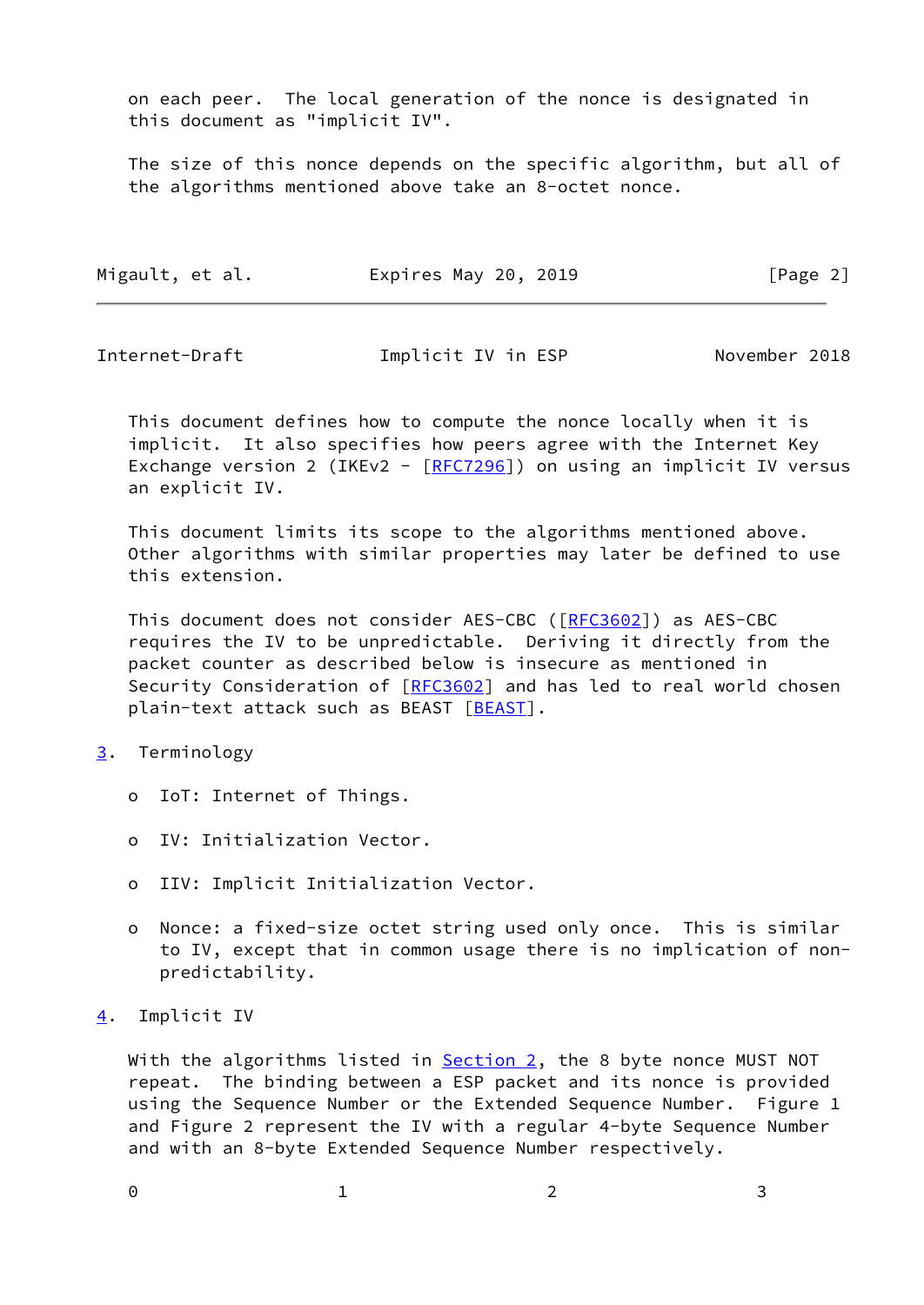on each peer. The local generation of the nonce is designated in this document as "implicit IV".

The size of this nonce depends on the specific algorithm, but all of the algorithms mentioned above take an 8-octet nonce.

This document defines how to compute the nonce locally when it is implicit. It also specifies how peers agree with the Internet Key Exchange version 2 (IKEv2 - [RFC7296]) on using an implicit IV versus an explicit IV.

This document limits its scope to the algorithms mentioned above. Other algorithms with similar properties may later be defined to use this extension.

This document does not consider AES-CBC ([RFC3602]) as AES-CBC requires the IV to be unpredictable. Deriving it directly from the packet counter as described below is insecure as mentioned in Security Consideration of [RFC3602] and has led to real world chosen plain-text attack such as BEAST [BEAST].

## 3. Terminology

- IoT: Internet of Things.
- IV: Initialization Vector.
- IIV: Implicit Initialization Vector.
- Nonce: a fixed-size octet string used only once. This is similar to IV, except that in common usage there is no implication of non-predictability.

## 4. Implicit IV

With the algorithms listed in Section 2, the 8 byte nonce MUST NOT repeat. The binding between a ESP packet and its nonce is provided using the Sequence Number or the Extended Sequence Number. Figure 1 and Figure 2 represent the IV with a regular 4-byte Sequence Number and with an 8-byte Extended Sequence Number respectively.

```
 0                   1                   2                   3
```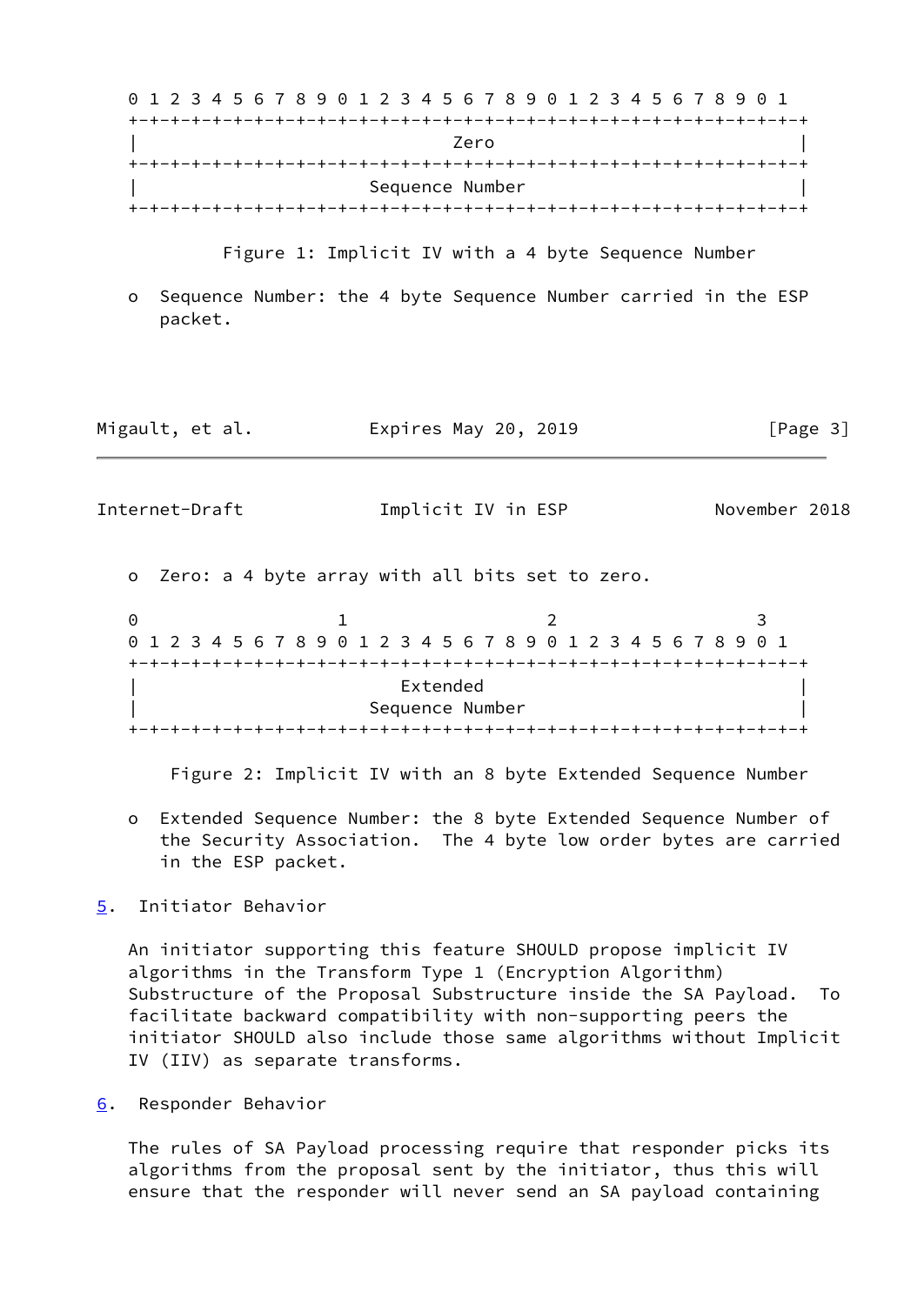```
 0 1 2 3 4 5 6 7 8 9 0 1 2 3 4 5 6 7 8 9 0 1 2 3 4 5 6 7 8 9 0 1
+-+-+-+-+-+-+-+-+-+-+-+-+-+-+-+-+-+-+-+-+-+-+-+-+-+-+-+-+-+-+-+-+
|                              Zero                             |
+-+-+-+-+-+-+-+-+-+-+-+-+-+-+-+-+-+-+-+-+-+-+-+-+-+-+-+-+-+-+-+-+
|                        Sequence Number                        |
+-+-+-+-+-+-+-+-+-+-+-+-+-+-+-+-+-+-+-+-+-+-+-+-+-+-+-+-+-+-+-+-+
```

Figure 1: Implicit IV with a 4 byte Sequence Number

- Sequence Number: the 4 byte Sequence Number carried in the ESP packet.

- Zero: a 4 byte array with all bits set to zero.

```
 0                   1                   2                   3
 0 1 2 3 4 5 6 7 8 9 0 1 2 3 4 5 6 7 8 9 0 1 2 3 4 5 6 7 8 9 0 1
+-+-+-+-+-+-+-+-+-+-+-+-+-+-+-+-+-+-+-+-+-+-+-+-+-+-+-+-+-+-+-+-+
|                            Extended                           |
|                        Sequence Number                        |
+-+-+-+-+-+-+-+-+-+-+-+-+-+-+-+-+-+-+-+-+-+-+-+-+-+-+-+-+-+-+-+-+
```

Figure 2: Implicit IV with an 8 byte Extended Sequence Number

- Extended Sequence Number: the 8 byte Extended Sequence Number of the Security Association. The 4 byte low order bytes are carried in the ESP packet.

## 5. Initiator Behavior

An initiator supporting this feature SHOULD propose implicit IV algorithms in the Transform Type 1 (Encryption Algorithm) Substructure of the Proposal Substructure inside the SA Payload. To facilitate backward compatibility with non-supporting peers the initiator SHOULD also include those same algorithms without Implicit IV (IIV) as separate transforms.

## 6. Responder Behavior

The rules of SA Payload processing require that responder picks its algorithms from the proposal sent by the initiator, thus this will ensure that the responder will never send an SA payload containing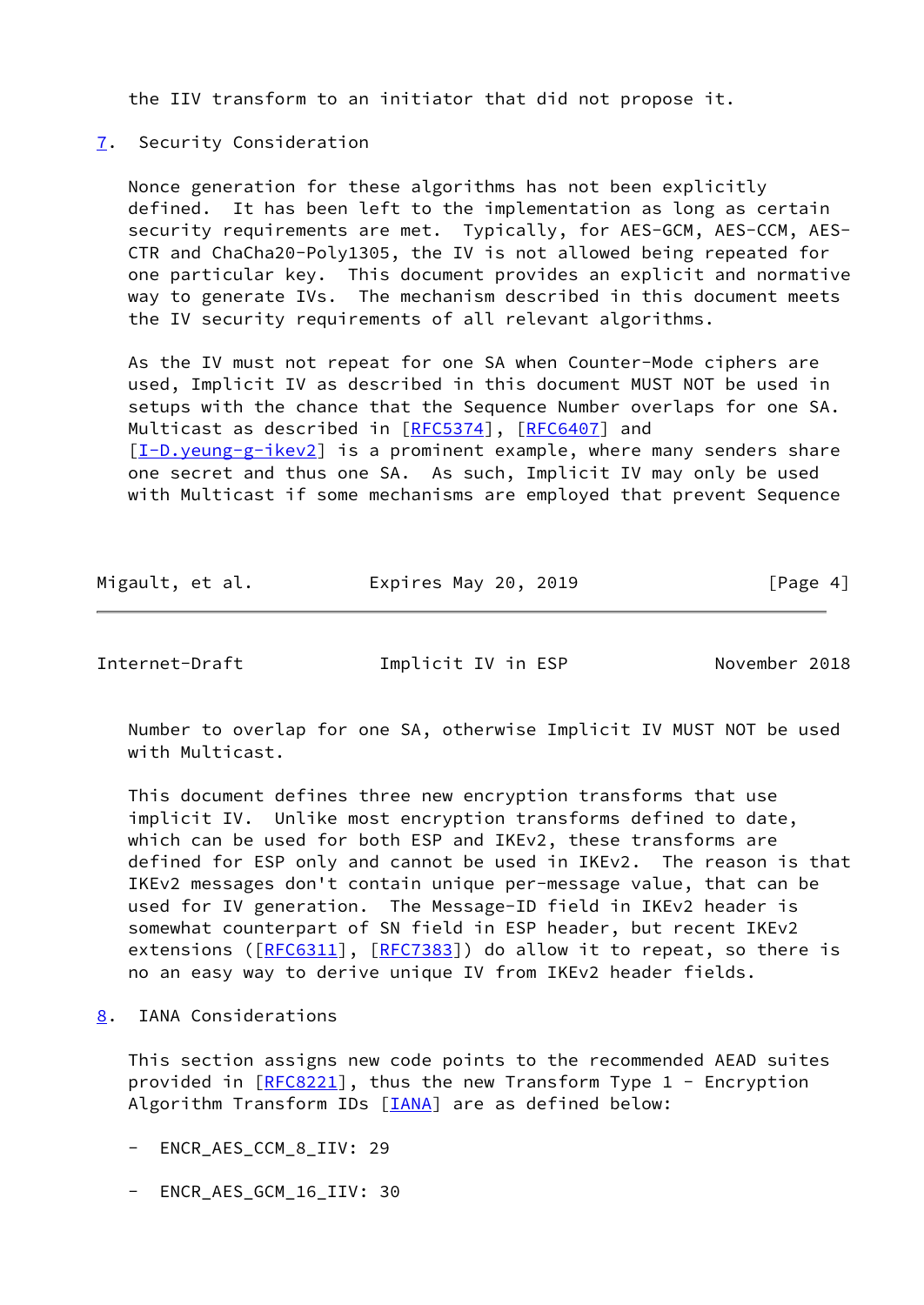the IIV transform to an initiator that did not propose it.

## 7. Security Consideration

Nonce generation for these algorithms has not been explicitly defined. It has been left to the implementation as long as certain security requirements are met. Typically, for AES-GCM, AES-CCM, AES-CTR and ChaCha20-Poly1305, the IV is not allowed being repeated for one particular key. This document provides an explicit and normative way to generate IVs. The mechanism described in this document meets the IV security requirements of all relevant algorithms.

As the IV must not repeat for one SA when Counter-Mode ciphers are used, Implicit IV as described in this document MUST NOT be used in setups with the chance that the Sequence Number overlaps for one SA. Multicast as described in [RFC5374], [RFC6407] and [I-D.yeung-g-ikev2] is a prominent example, where many senders share one secret and thus one SA. As such, Implicit IV may only be used with Multicast if some mechanisms are employed that prevent Sequence Number to overlap for one SA, otherwise Implicit IV MUST NOT be used with Multicast.

This document defines three new encryption transforms that use implicit IV. Unlike most encryption transforms defined to date, which can be used for both ESP and IKEv2, these transforms are defined for ESP only and cannot be used in IKEv2. The reason is that IKEv2 messages don't contain unique per-message value, that can be used for IV generation. The Message-ID field in IKEv2 header is somewhat counterpart of SN field in ESP header, but recent IKEv2 extensions ([RFC6311], [RFC7383]) do allow it to repeat, so there is no an easy way to derive unique IV from IKEv2 header fields.

## 8. IANA Considerations

This section assigns new code points to the recommended AEAD suites provided in [RFC8221], thus the new Transform Type 1 - Encryption Algorithm Transform IDs [IANA] are as defined below:

- ENCR_AES_CCM_8_IIV: 29

- ENCR_AES_GCM_16_IIV: 30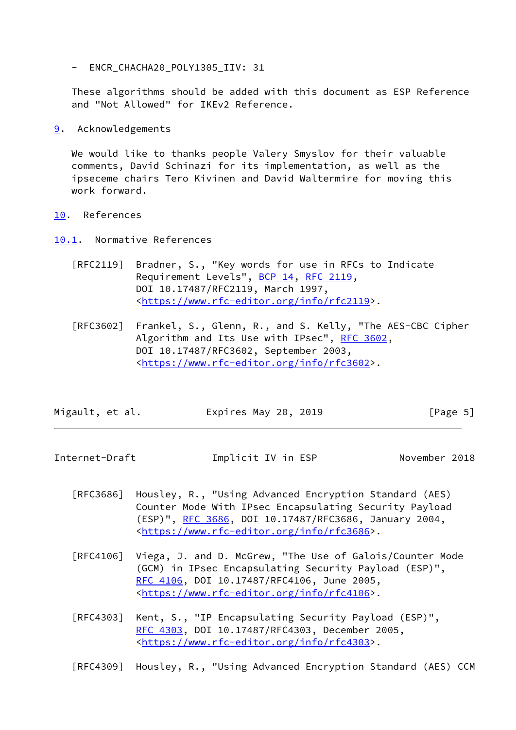- ENCR_CHACHA20_POLY1305_IIV: 31

These algorithms should be added with this document as ESP Reference and "Not Allowed" for IKEv2 Reference.

## 9. Acknowledgements

We would like to thanks people Valery Smyslov for their valuable comments, David Schinazi for its implementation, as well as the ipseceme chairs Tero Kivinen and David Waltermire for moving this work forward.

## 10. References

### 10.1. Normative References

[RFC2119] Bradner, S., "Key words for use in RFCs to Indicate Requirement Levels", BCP 14, RFC 2119, DOI 10.17487/RFC2119, March 1997, <https://www.rfc-editor.org/info/rfc2119>.

[RFC3602] Frankel, S., Glenn, R., and S. Kelly, "The AES-CBC Cipher Algorithm and Its Use with IPsec", RFC 3602, DOI 10.17487/RFC3602, September 2003, <https://www.rfc-editor.org/info/rfc3602>.

[RFC3686] Housley, R., "Using Advanced Encryption Standard (AES) Counter Mode With IPsec Encapsulating Security Payload (ESP)", RFC 3686, DOI 10.17487/RFC3686, January 2004, <https://www.rfc-editor.org/info/rfc3686>.

[RFC4106] Viega, J. and D. McGrew, "The Use of Galois/Counter Mode (GCM) in IPsec Encapsulating Security Payload (ESP)", RFC 4106, DOI 10.17487/RFC4106, June 2005, <https://www.rfc-editor.org/info/rfc4106>.

[RFC4303] Kent, S., "IP Encapsulating Security Payload (ESP)", RFC 4303, DOI 10.17487/RFC4303, December 2005, <https://www.rfc-editor.org/info/rfc4303>.

[RFC4309] Housley, R., "Using Advanced Encryption Standard (AES) CCM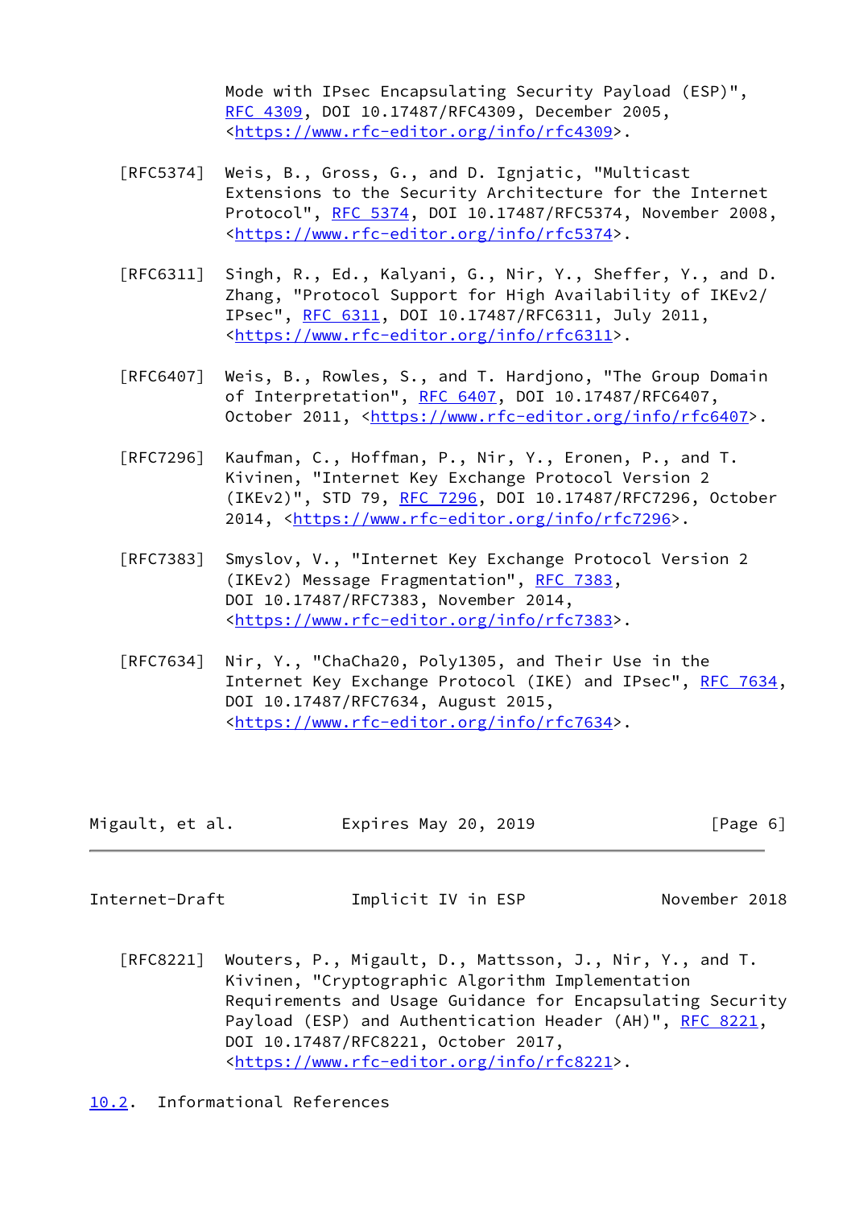Mode with IPsec Encapsulating Security Payload (ESP)", RFC 4309, DOI 10.17487/RFC4309, December 2005, <https://www.rfc-editor.org/info/rfc4309>.

[RFC5374] Weis, B., Gross, G., and D. Ignjatic, "Multicast Extensions to the Security Architecture for the Internet Protocol", RFC 5374, DOI 10.17487/RFC5374, November 2008, <https://www.rfc-editor.org/info/rfc5374>.

[RFC6311] Singh, R., Ed., Kalyani, G., Nir, Y., Sheffer, Y., and D. Zhang, "Protocol Support for High Availability of IKEv2/IPsec", RFC 6311, DOI 10.17487/RFC6311, July 2011, <https://www.rfc-editor.org/info/rfc6311>.

[RFC6407] Weis, B., Rowles, S., and T. Hardjono, "The Group Domain of Interpretation", RFC 6407, DOI 10.17487/RFC6407, October 2011, <https://www.rfc-editor.org/info/rfc6407>.

[RFC7296] Kaufman, C., Hoffman, P., Nir, Y., Eronen, P., and T. Kivinen, "Internet Key Exchange Protocol Version 2 (IKEv2)", STD 79, RFC 7296, DOI 10.17487/RFC7296, October 2014, <https://www.rfc-editor.org/info/rfc7296>.

[RFC7383] Smyslov, V., "Internet Key Exchange Protocol Version 2 (IKEv2) Message Fragmentation", RFC 7383, DOI 10.17487/RFC7383, November 2014, <https://www.rfc-editor.org/info/rfc7383>.

[RFC7634] Nir, Y., "ChaCha20, Poly1305, and Their Use in the Internet Key Exchange Protocol (IKE) and IPsec", RFC 7634, DOI 10.17487/RFC7634, August 2015, <https://www.rfc-editor.org/info/rfc7634>.

[RFC8221] Wouters, P., Migault, D., Mattsson, J., Nir, Y., and T. Kivinen, "Cryptographic Algorithm Implementation Requirements and Usage Guidance for Encapsulating Security Payload (ESP) and Authentication Header (AH)", RFC 8221, DOI 10.17487/RFC8221, October 2017, <https://www.rfc-editor.org/info/rfc8221>.

### 10.2. Informational References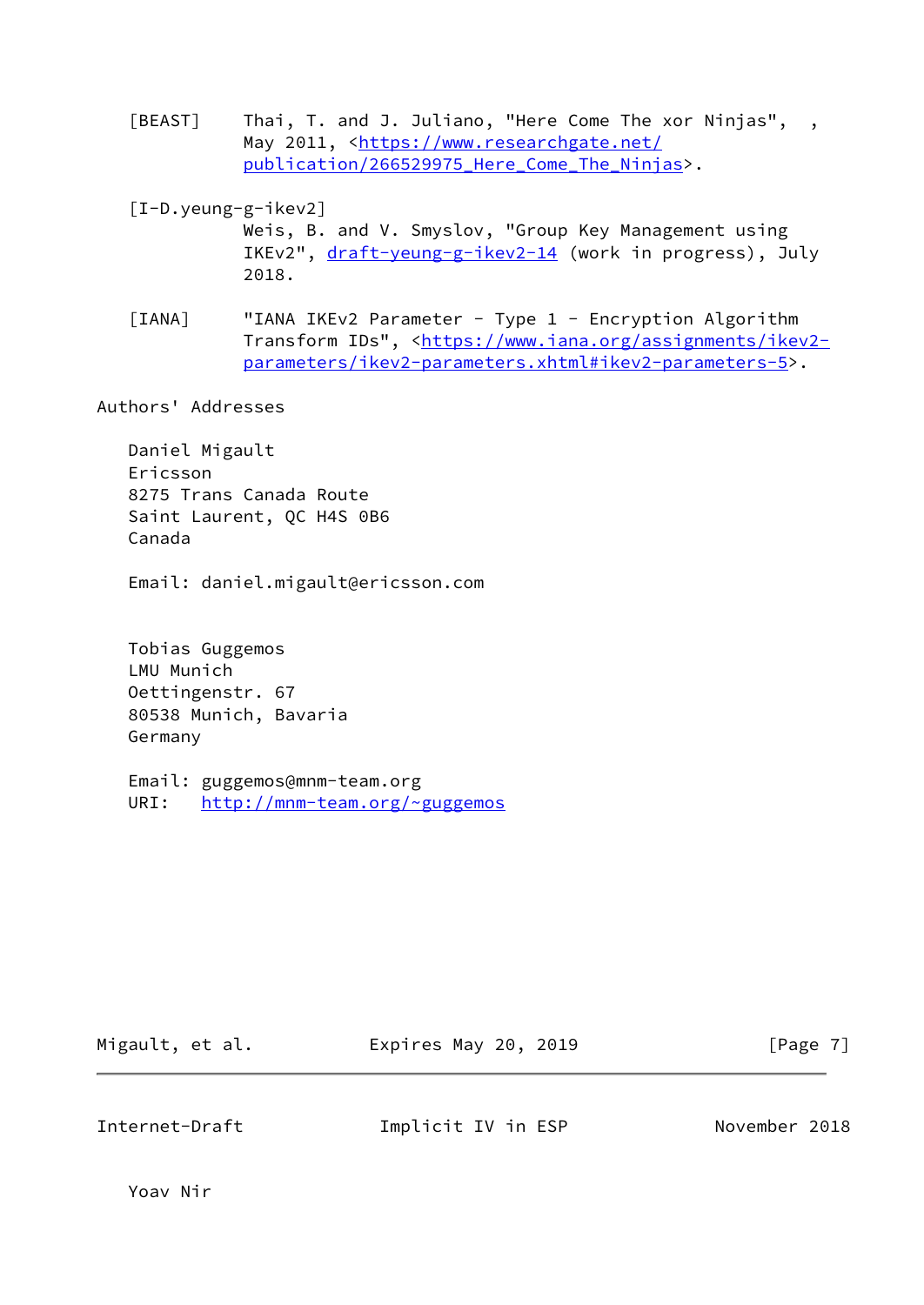[BEAST] Thai, T. and J. Juliano, "Here Come The xor Ninjas", , May 2011, <https://www.researchgate.net/publication/266529975_Here_Come_The_Ninjas>.

[I-D.yeung-g-ikev2] Weis, B. and V. Smyslov, "Group Key Management using IKEv2", draft-yeung-g-ikev2-14 (work in progress), July 2018.

[IANA] "IANA IKEv2 Parameter - Type 1 - Encryption Algorithm Transform IDs", <https://www.iana.org/assignments/ikev2-parameters/ikev2-parameters.xhtml#ikev2-parameters-5>.

Authors' Addresses

Daniel Migault
Ericsson
8275 Trans Canada Route
Saint Laurent, QC H4S 0B6
Canada

Email: daniel.migault@ericsson.com

Tobias Guggemos
LMU Munich
Oettingenstr. 67
80538 Munich, Bavaria
Germany

Email: guggemos@mnm-team.org
URI: http://mnm-team.org/~guggemos

Yoav Nir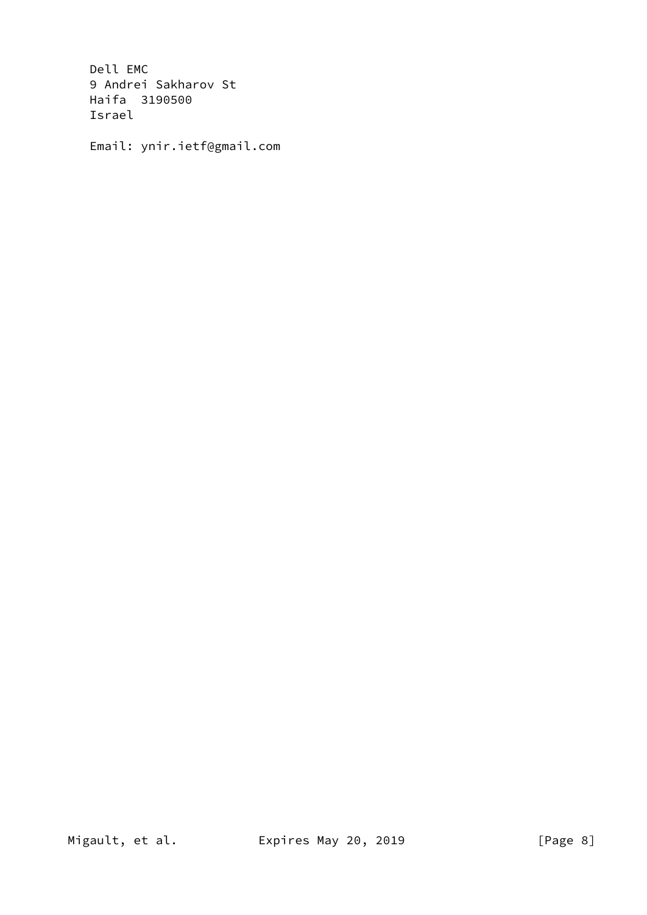Dell EMC
9 Andrei Sakharov St
Haifa  3190500
Israel

Email: ynir.ietf@gmail.com